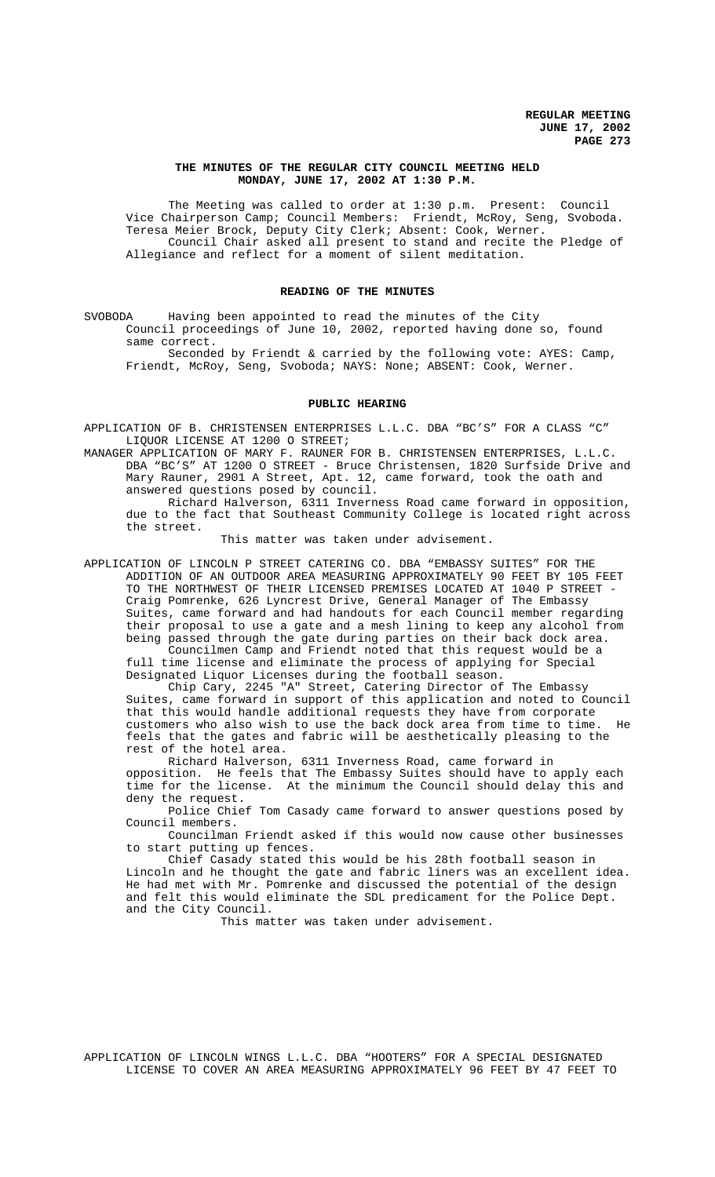**REGULAR MEETING**
**JUNE 17, 2002**

## THE MINUTES OF THE REGULAR CITY COUNCIL MEETING HELD MONDAY, JUNE 17, 2002 AT 1:30 P.M.

The Meeting was called to order at 1:30 p.m. Present: Council Vice Chairperson Camp; Council Members: Friendt, McRoy, Seng, Svoboda. Teresa Meier Brock, Deputy City Clerk; Absent: Cook, Werner.

Council Chair asked all present to stand and recite the Pledge of Allegiance and reflect for a moment of silent meditation.

## READING OF THE MINUTES

SVOBODA Having been appointed to read the minutes of the City Council proceedings of June 10, 2002, reported having done so, found same correct.

Seconded by Friendt & carried by the following vote: AYES: Camp, Friendt, McRoy, Seng, Svoboda; NAYS: None; ABSENT: Cook, Werner.

## PUBLIC HEARING

APPLICATION OF B. CHRISTENSEN ENTERPRISES L.L.C. DBA "BC'S" FOR A CLASS "C" LIQUOR LICENSE AT 1200 O STREET;

MANAGER APPLICATION OF MARY F. RAUNER FOR B. CHRISTENSEN ENTERPRISES, L.L.C. DBA "BC'S" AT 1200 O STREET - Bruce Christensen, 1820 Surfside Drive and Mary Rauner, 2901 A Street, Apt. 12, came forward, took the oath and answered questions posed by council.

Richard Halverson, 6311 Inverness Road came forward in opposition, due to the fact that Southeast Community College is located right across the street.

This matter was taken under advisement.

APPLICATION OF LINCOLN P STREET CATERING CO. DBA "EMBASSY SUITES" FOR THE ADDITION OF AN OUTDOOR AREA MEASURING APPROXIMATELY 90 FEET BY 105 FEET TO THE NORTHWEST OF THEIR LICENSED PREMISES LOCATED AT 1040 P STREET - Craig Pomrenke, 626 Lyncrest Drive, General Manager of The Embassy Suites, came forward and had handouts for each Council member regarding their proposal to use a gate and a mesh lining to keep any alcohol from being passed through the gate during parties on their back dock area.

Councilmen Camp and Friendt noted that this request would be a full time license and eliminate the process of applying for Special Designated Liquor Licenses during the football season.

Chip Cary, 2245 "A" Street, Catering Director of The Embassy Suites, came forward in support of this application and noted to Council that this would handle additional requests they have from corporate customers who also wish to use the back dock area from time to time. He feels that the gates and fabric will be aesthetically pleasing to the rest of the hotel area.

Richard Halverson, 6311 Inverness Road, came forward in opposition. He feels that The Embassy Suites should have to apply each time for the license. At the minimum the Council should delay this and deny the request.

Police Chief Tom Casady came forward to answer questions posed by Council members.

Councilman Friendt asked if this would now cause other businesses to start putting up fences.

Chief Casady stated this would be his 28th football season in Lincoln and he thought the gate and fabric liners was an excellent idea. He had met with Mr. Pomrenke and discussed the potential of the design and felt this would eliminate the SDL predicament for the Police Dept. and the City Council.

This matter was taken under advisement.

APPLICATION OF LINCOLN WINGS L.L.C. DBA "HOOTERS" FOR A SPECIAL DESIGNATED LICENSE TO COVER AN AREA MEASURING APPROXIMATELY 96 FEET BY 47 FEET TO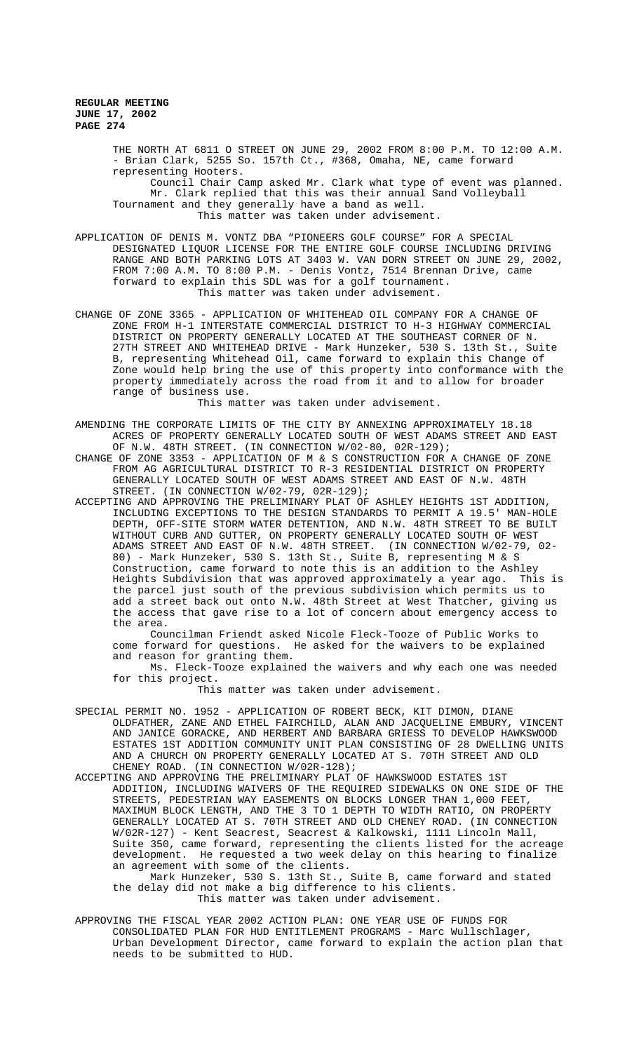THE NORTH AT 6811 O STREET ON JUNE 29, 2002 FROM 8:00 P.M. TO 12:00 A.M. - Brian Clark, 5255 So. 157th Ct., #368, Omaha, NE, came forward representing Hooters.

Council Chair Camp asked Mr. Clark what type of event was planned.

Mr. Clark replied that this was their annual Sand Volleyball Tournament and they generally have a band as well.

This matter was taken under advisement.

APPLICATION OF DENIS M. VONTZ DBA "PIONEERS GOLF COURSE" FOR A SPECIAL DESIGNATED LIQUOR LICENSE FOR THE ENTIRE GOLF COURSE INCLUDING DRIVING RANGE AND BOTH PARKING LOTS AT 3403 W. VAN DORN STREET ON JUNE 29, 2002, FROM 7:00 A.M. TO 8:00 P.M. - Denis Vontz, 7514 Brennan Drive, came forward to explain this SDL was for a golf tournament.

This matter was taken under advisement.

CHANGE OF ZONE 3365 - APPLICATION OF WHITEHEAD OIL COMPANY FOR A CHANGE OF ZONE FROM H-1 INTERSTATE COMMERCIAL DISTRICT TO H-3 HIGHWAY COMMERCIAL DISTRICT ON PROPERTY GENERALLY LOCATED AT THE SOUTHEAST CORNER OF N. 27TH STREET AND WHITEHEAD DRIVE - Mark Hunzeker, 530 S. 13th St., Suite B, representing Whitehead Oil, came forward to explain this Change of Zone would help bring the use of this property into conformance with the property immediately across the road from it and to allow for broader range of business use.

This matter was taken under advisement.

AMENDING THE CORPORATE LIMITS OF THE CITY BY ANNEXING APPROXIMATELY 18.18 ACRES OF PROPERTY GENERALLY LOCATED SOUTH OF WEST ADAMS STREET AND EAST OF N.W. 48TH STREET. (IN CONNECTION W/02-80, 02R-129);

CHANGE OF ZONE 3353 - APPLICATION OF M & S CONSTRUCTION FOR A CHANGE OF ZONE FROM AG AGRICULTURAL DISTRICT TO R-3 RESIDENTIAL DISTRICT ON PROPERTY GENERALLY LOCATED SOUTH OF WEST ADAMS STREET AND EAST OF N.W. 48TH STREET. (IN CONNECTION W/02-79, 02R-129);

ACCEPTING AND APPROVING THE PRELIMINARY PLAT OF ASHLEY HEIGHTS 1ST ADDITION, INCLUDING EXCEPTIONS TO THE DESIGN STANDARDS TO PERMIT A 19.5' MAN-HOLE DEPTH, OFF-SITE STORM WATER DETENTION, AND N.W. 48TH STREET TO BE BUILT WITHOUT CURB AND GUTTER, ON PROPERTY GENERALLY LOCATED SOUTH OF WEST ADAMS STREET AND EAST OF N.W. 48TH STREET. (IN CONNECTION W/02-79, 02-80) - Mark Hunzeker, 530 S. 13th St., Suite B, representing M & S Construction, came forward to note this is an addition to the Ashley Heights Subdivision that was approved approximately a year ago. This is the parcel just south of the previous subdivision which permits us to add a street back out onto N.W. 48th Street at West Thatcher, giving us the access that gave rise to a lot of concern about emergency access to the area.

Councilman Friendt asked Nicole Fleck-Tooze of Public Works to come forward for questions. He asked for the waivers to be explained and reason for granting them.

Ms. Fleck-Tooze explained the waivers and why each one was needed for this project.

This matter was taken under advisement.

SPECIAL PERMIT NO. 1952 - APPLICATION OF ROBERT BECK, KIT DIMON, DIANE OLDFATHER, ZANE AND ETHEL FAIRCHILD, ALAN AND JACQUELINE EMBURY, VINCENT AND JANICE GORACKE, AND HERBERT AND BARBARA GRIESS TO DEVELOP HAWKSWOOD ESTATES 1ST ADDITION COMMUNITY UNIT PLAN CONSISTING OF 28 DWELLING UNITS AND A CHURCH ON PROPERTY GENERALLY LOCATED AT S. 70TH STREET AND OLD CHENEY ROAD. (IN CONNECTION W/02R-128);

ACCEPTING AND APPROVING THE PRELIMINARY PLAT OF HAWKSWOOD ESTATES 1ST ADDITION, INCLUDING WAIVERS OF THE REQUIRED SIDEWALKS ON ONE SIDE OF THE STREETS, PEDESTRIAN WAY EASEMENTS ON BLOCKS LONGER THAN 1,000 FEET, MAXIMUM BLOCK LENGTH, AND THE 3 TO 1 DEPTH TO WIDTH RATIO, ON PROPERTY GENERALLY LOCATED AT S. 70TH STREET AND OLD CHENEY ROAD. (IN CONNECTION W/02R-127) - Kent Seacrest, Seacrest & Kalkowski, 1111 Lincoln Mall, Suite 350, came forward, representing the clients listed for the acreage development. He requested a two week delay on this hearing to finalize an agreement with some of the clients.

Mark Hunzeker, 530 S. 13th St., Suite B, came forward and stated the delay did not make a big difference to his clients.

This matter was taken under advisement.

APPROVING THE FISCAL YEAR 2002 ACTION PLAN: ONE YEAR USE OF FUNDS FOR CONSOLIDATED PLAN FOR HUD ENTITLEMENT PROGRAMS - Marc Wullschlager, Urban Development Director, came forward to explain the action plan that needs to be submitted to HUD.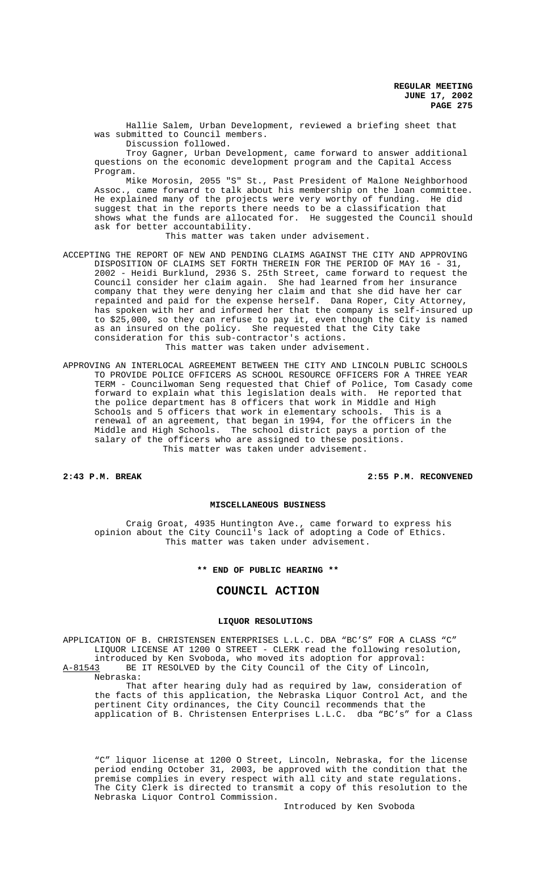Hallie Salem, Urban Development, reviewed a briefing sheet that was submitted to Council members.

Discussion followed.

Troy Gagner, Urban Development, came forward to answer additional questions on the economic development program and the Capital Access Program.

Mike Morosin, 2055 "S" St., Past President of Malone Neighborhood Assoc., came forward to talk about his membership on the loan committee. He explained many of the projects were very worthy of funding. He did suggest that in the reports there needs to be a classification that shows what the funds are allocated for. He suggested the Council should ask for better accountability.

This matter was taken under advisement.

ACCEPTING THE REPORT OF NEW AND PENDING CLAIMS AGAINST THE CITY AND APPROVING DISPOSITION OF CLAIMS SET FORTH THEREIN FOR THE PERIOD OF MAY 16 - 31, 2002 - Heidi Burklund, 2936 S. 25th Street, came forward to request the Council consider her claim again. She had learned from her insurance company that they were denying her claim and that she did have her car repainted and paid for the expense herself. Dana Roper, City Attorney, has spoken with her and informed her that the company is self-insured up to $25,000, so they can refuse to pay it, even though the City is named as an insured on the policy. She requested that the City take consideration for this sub-contractor's actions.

This matter was taken under advisement.

APPROVING AN INTERLOCAL AGREEMENT BETWEEN THE CITY AND LINCOLN PUBLIC SCHOOLS TO PROVIDE POLICE OFFICERS AS SCHOOL RESOURCE OFFICERS FOR A THREE YEAR TERM - Councilwoman Seng requested that Chief of Police, Tom Casady come forward to explain what this legislation deals with. He reported that the police department has 8 officers that work in Middle and High Schools and 5 officers that work in elementary schools. This is a renewal of an agreement, that began in 1994, for the officers in the Middle and High Schools. The school district pays a portion of the salary of the officers who are assigned to these positions.

This matter was taken under advisement.

**2:43 P.M. BREAK** **2:55 P.M. RECONVENED**

**MISCELLANEOUS BUSINESS**

Craig Groat, 4935 Huntington Ave., came forward to express his opinion about the City Council's lack of adopting a Code of Ethics.

This matter was taken under advisement.

**\*\* END OF PUBLIC HEARING \*\***

## COUNCIL ACTION

**LIQUOR RESOLUTIONS**

APPLICATION OF B. CHRISTENSEN ENTERPRISES L.L.C. DBA "BC'S" FOR A CLASS "C" LIQUOR LICENSE AT 1200 O STREET - CLERK read the following resolution, introduced by Ken Svoboda, who moved its adoption for approval:

A-81543 BE IT RESOLVED by the City Council of the City of Lincoln, Nebraska:

That after hearing duly had as required by law, consideration of the facts of this application, the Nebraska Liquor Control Act, and the pertinent City ordinances, the City Council recommends that the application of B. Christensen Enterprises L.L.C. dba "BC's" for a Class "C" liquor license at 1200 O Street, Lincoln, Nebraska, for the license period ending October 31, 2003, be approved with the condition that the premise complies in every respect with all city and state regulations. The City Clerk is directed to transmit a copy of this resolution to the Nebraska Liquor Control Commission.

Introduced by Ken Svoboda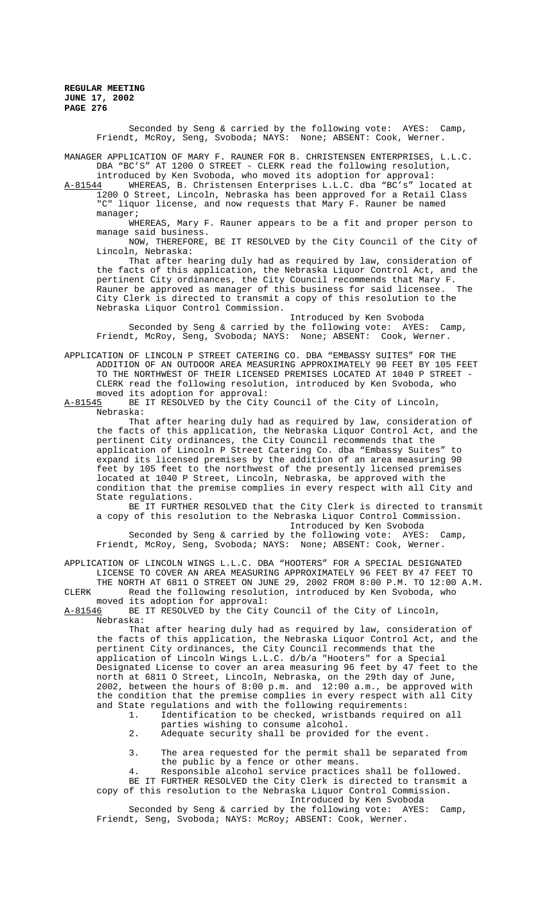Seconded by Seng & carried by the following vote: AYES: Camp, Friendt, McRoy, Seng, Svoboda; NAYS: None; ABSENT: Cook, Werner.

MANAGER APPLICATION OF MARY F. RAUNER FOR B. CHRISTENSEN ENTERPRISES, L.L.C. DBA "BC'S" AT 1200 O STREET - CLERK read the following resolution, introduced by Ken Svoboda, who moved its adoption for approval:

A-81544 WHEREAS, B. Christensen Enterprises L.L.C. dba "BC's" located at 1200 O Street, Lincoln, Nebraska has been approved for a Retail Class "C" liquor license, and now requests that Mary F. Rauner be named manager;

WHEREAS, Mary F. Rauner appears to be a fit and proper person to manage said business.

NOW, THEREFORE, BE IT RESOLVED by the City Council of the City of Lincoln, Nebraska:

That after hearing duly had as required by law, consideration of the facts of this application, the Nebraska Liquor Control Act, and the pertinent City ordinances, the City Council recommends that Mary F. Rauner be approved as manager of this business for said licensee. The City Clerk is directed to transmit a copy of this resolution to the Nebraska Liquor Control Commission.

Introduced by Ken Svoboda

Seconded by Seng & carried by the following vote: AYES: Camp, Friendt, McRoy, Seng, Svoboda; NAYS: None; ABSENT: Cook, Werner.

APPLICATION OF LINCOLN P STREET CATERING CO. DBA "EMBASSY SUITES" FOR THE ADDITION OF AN OUTDOOR AREA MEASURING APPROXIMATELY 90 FEET BY 105 FEET TO THE NORTHWEST OF THEIR LICENSED PREMISES LOCATED AT 1040 P STREET - CLERK read the following resolution, introduced by Ken Svoboda, who moved its adoption for approval:

A-81545 BE IT RESOLVED by the City Council of the City of Lincoln, Nebraska:

That after hearing duly had as required by law, consideration of the facts of this application, the Nebraska Liquor Control Act, and the pertinent City ordinances, the City Council recommends that the application of Lincoln P Street Catering Co. dba "Embassy Suites" to expand its licensed premises by the addition of an area measuring 90 feet by 105 feet to the northwest of the presently licensed premises located at 1040 P Street, Lincoln, Nebraska, be approved with the condition that the premise complies in every respect with all City and State regulations.

BE IT FURTHER RESOLVED that the City Clerk is directed to transmit a copy of this resolution to the Nebraska Liquor Control Commission.

Introduced by Ken Svoboda

Seconded by Seng & carried by the following vote: AYES: Camp, Friendt, McRoy, Seng, Svoboda; NAYS: None; ABSENT: Cook, Werner.

APPLICATION OF LINCOLN WINGS L.L.C. DBA "HOOTERS" FOR A SPECIAL DESIGNATED LICENSE TO COVER AN AREA MEASURING APPROXIMATELY 96 FEET BY 47 FEET TO THE NORTH AT 6811 O STREET ON JUNE 29, 2002 FROM 8:00 P.M. TO 12:00 A.M. CLERK Read the following resolution, introduced by Ken Svoboda, who moved its adoption for approval:

A-81546 BE IT RESOLVED by the City Council of the City of Lincoln, Nebraska:

That after hearing duly had as required by law, consideration of the facts of this application, the Nebraska Liquor Control Act, and the pertinent City ordinances, the City Council recommends that the application of Lincoln Wings L.L.C. d/b/a "Hooters" for a Special Designated License to cover an area measuring 96 feet by 47 feet to the north at 6811 O Street, Lincoln, Nebraska, on the 29th day of June, 2002, between the hours of 8:00 p.m. and 12:00 a.m., be approved with the condition that the premise complies in every respect with all City and State regulations and with the following requirements:

1. Identification to be checked, wristbands required on all parties wishing to consume alcohol.
2. Adequate security shall be provided for the event.
3. The area requested for the permit shall be separated from the public by a fence or other means.
4. Responsible alcohol service practices shall be followed.

BE IT FURTHER RESOLVED the City Clerk is directed to transmit a copy of this resolution to the Nebraska Liquor Control Commission.

Introduced by Ken Svoboda

Seconded by Seng & carried by the following vote: AYES: Camp, Friendt, Seng, Svoboda; NAYS: McRoy; ABSENT: Cook, Werner.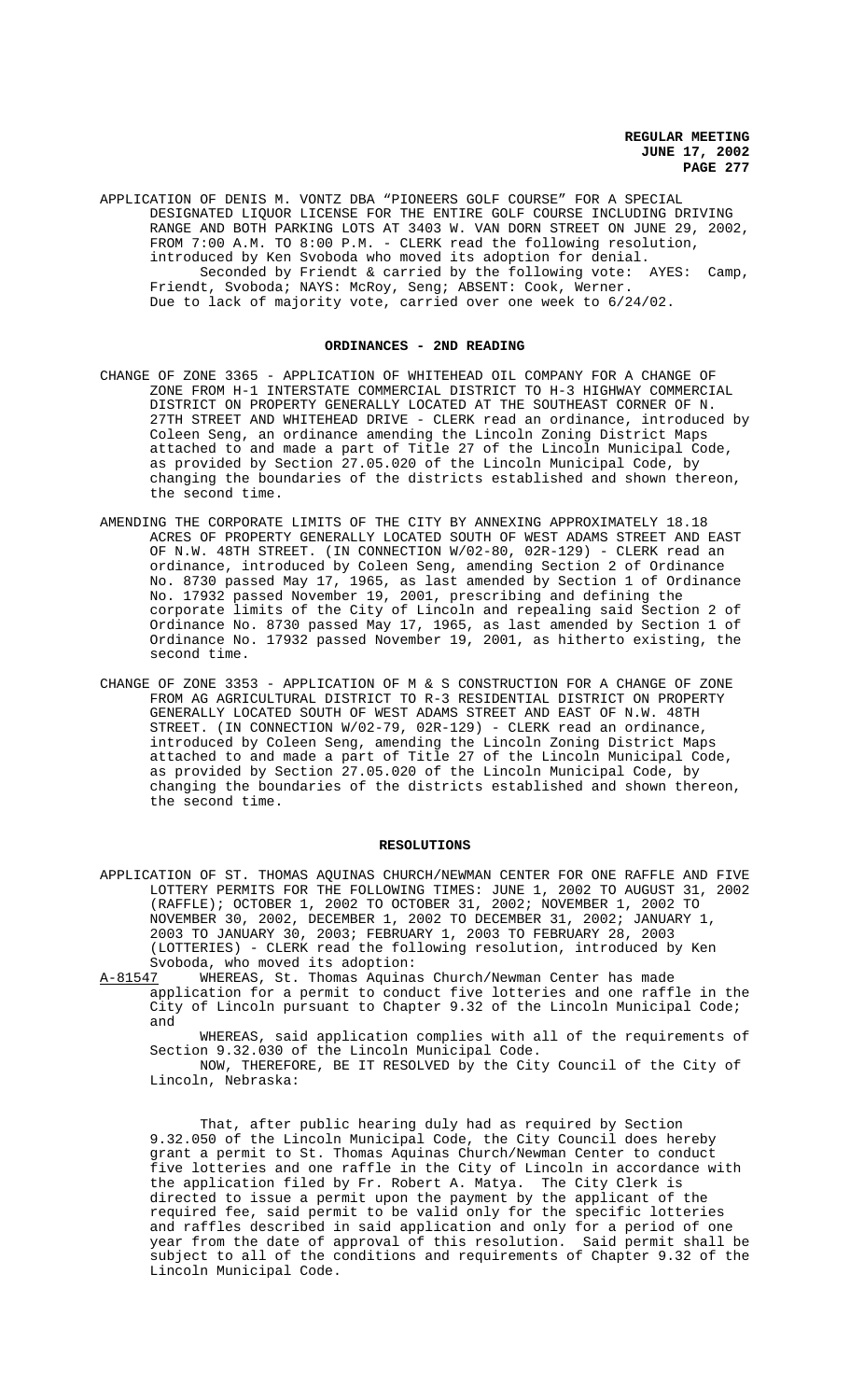APPLICATION OF DENIS M. VONTZ DBA "PIONEERS GOLF COURSE" FOR A SPECIAL DESIGNATED LIQUOR LICENSE FOR THE ENTIRE GOLF COURSE INCLUDING DRIVING RANGE AND BOTH PARKING LOTS AT 3403 W. VAN DORN STREET ON JUNE 29, 2002, FROM 7:00 A.M. TO 8:00 P.M. - CLERK read the following resolution, introduced by Ken Svoboda who moved its adoption for denial.

Seconded by Friendt & carried by the following vote: AYES: Camp, Friendt, Svoboda; NAYS: McRoy, Seng; ABSENT: Cook, Werner.

Due to lack of majority vote, carried over one week to 6/24/02.

## ORDINANCES - 2ND READING

CHANGE OF ZONE 3365 - APPLICATION OF WHITEHEAD OIL COMPANY FOR A CHANGE OF ZONE FROM H-1 INTERSTATE COMMERCIAL DISTRICT TO H-3 HIGHWAY COMMERCIAL DISTRICT ON PROPERTY GENERALLY LOCATED AT THE SOUTHEAST CORNER OF N. 27TH STREET AND WHITEHEAD DRIVE - CLERK read an ordinance, introduced by Coleen Seng, an ordinance amending the Lincoln Zoning District Maps attached to and made a part of Title 27 of the Lincoln Municipal Code, as provided by Section 27.05.020 of the Lincoln Municipal Code, by changing the boundaries of the districts established and shown thereon, the second time.

AMENDING THE CORPORATE LIMITS OF THE CITY BY ANNEXING APPROXIMATELY 18.18 ACRES OF PROPERTY GENERALLY LOCATED SOUTH OF WEST ADAMS STREET AND EAST OF N.W. 48TH STREET. (IN CONNECTION W/02-80, 02R-129) - CLERK read an ordinance, introduced by Coleen Seng, amending Section 2 of Ordinance No. 8730 passed May 17, 1965, as last amended by Section 1 of Ordinance No. 17932 passed November 19, 2001, prescribing and defining the corporate limits of the City of Lincoln and repealing said Section 2 of Ordinance No. 8730 passed May 17, 1965, as last amended by Section 1 of Ordinance No. 17932 passed November 19, 2001, as hitherto existing, the second time.

CHANGE OF ZONE 3353 - APPLICATION OF M & S CONSTRUCTION FOR A CHANGE OF ZONE FROM AG AGRICULTURAL DISTRICT TO R-3 RESIDENTIAL DISTRICT ON PROPERTY GENERALLY LOCATED SOUTH OF WEST ADAMS STREET AND EAST OF N.W. 48TH STREET. (IN CONNECTION W/02-79, 02R-129) - CLERK read an ordinance, introduced by Coleen Seng, amending the Lincoln Zoning District Maps attached to and made a part of Title 27 of the Lincoln Municipal Code, as provided by Section 27.05.020 of the Lincoln Municipal Code, by changing the boundaries of the districts established and shown thereon, the second time.

## RESOLUTIONS

APPLICATION OF ST. THOMAS AQUINAS CHURCH/NEWMAN CENTER FOR ONE RAFFLE AND FIVE LOTTERY PERMITS FOR THE FOLLOWING TIMES: JUNE 1, 2002 TO AUGUST 31, 2002 (RAFFLE); OCTOBER 1, 2002 TO OCTOBER 31, 2002; NOVEMBER 1, 2002 TO NOVEMBER 30, 2002, DECEMBER 1, 2002 TO DECEMBER 31, 2002; JANUARY 1, 2003 TO JANUARY 30, 2003; FEBRUARY 1, 2003 TO FEBRUARY 28, 2003 (LOTTERIES) - CLERK read the following resolution, introduced by Ken Svoboda, who moved its adoption:

A-81547 WHEREAS, St. Thomas Aquinas Church/Newman Center has made application for a permit to conduct five lotteries and one raffle in the City of Lincoln pursuant to Chapter 9.32 of the Lincoln Municipal Code; and

WHEREAS, said application complies with all of the requirements of Section 9.32.030 of the Lincoln Municipal Code.

NOW, THEREFORE, BE IT RESOLVED by the City Council of the City of Lincoln, Nebraska:

That, after public hearing duly had as required by Section 9.32.050 of the Lincoln Municipal Code, the City Council does hereby grant a permit to St. Thomas Aquinas Church/Newman Center to conduct five lotteries and one raffle in the City of Lincoln in accordance with the application filed by Fr. Robert A. Matya. The City Clerk is directed to issue a permit upon the payment by the applicant of the required fee, said permit to be valid only for the specific lotteries and raffles described in said application and only for a period of one year from the date of approval of this resolution. Said permit shall be subject to all of the conditions and requirements of Chapter 9.32 of the Lincoln Municipal Code.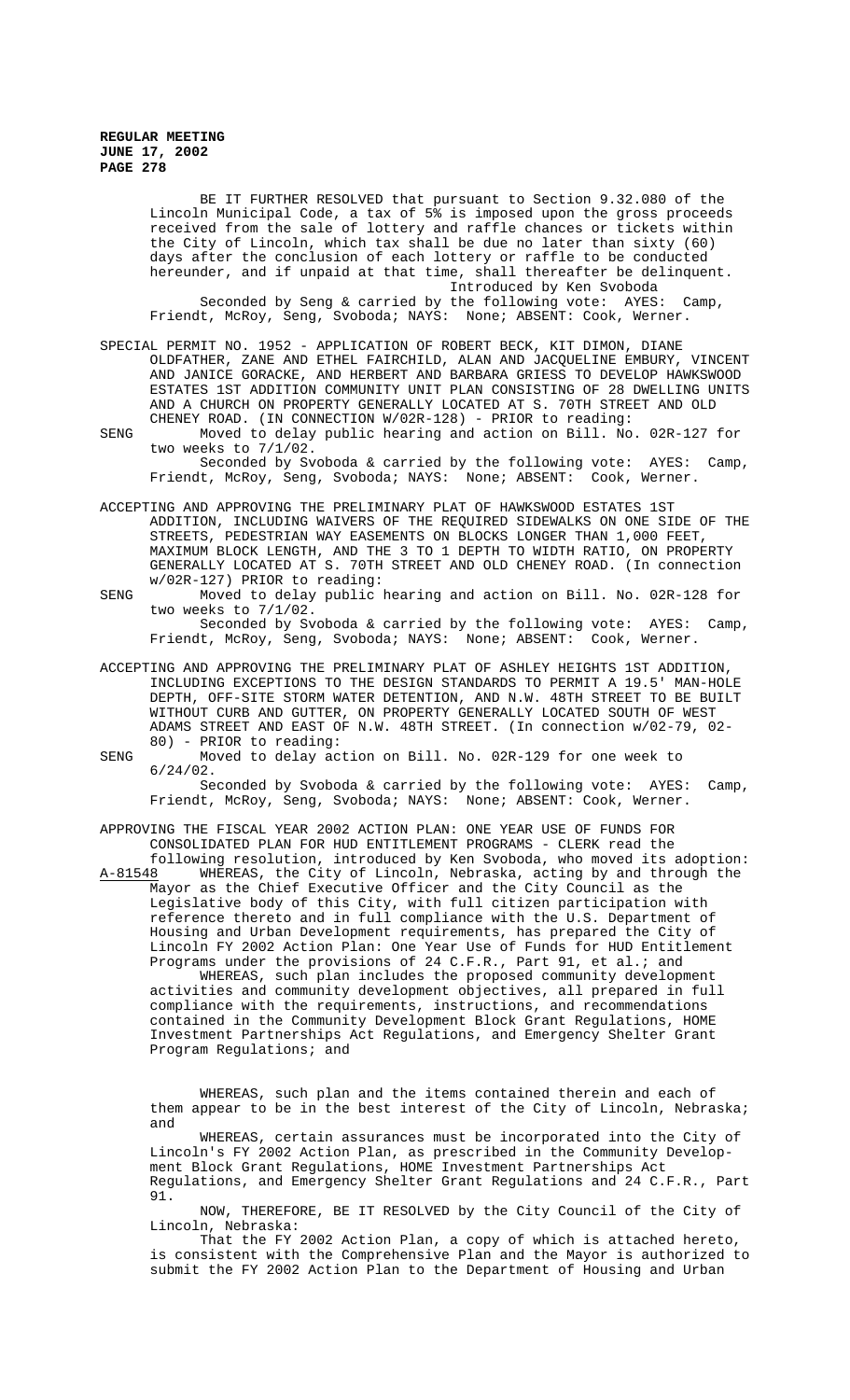BE IT FURTHER RESOLVED that pursuant to Section 9.32.080 of the Lincoln Municipal Code, a tax of 5% is imposed upon the gross proceeds received from the sale of lottery and raffle chances or tickets within the City of Lincoln, which tax shall be due no later than sixty (60) days after the conclusion of each lottery or raffle to be conducted hereunder, and if unpaid at that time, shall thereafter be delinquent.

Introduced by Ken Svoboda

Seconded by Seng & carried by the following vote: AYES: Camp, Friendt, McRoy, Seng, Svoboda; NAYS: None; ABSENT: Cook, Werner.

SPECIAL PERMIT NO. 1952 - APPLICATION OF ROBERT BECK, KIT DIMON, DIANE OLDFATHER, ZANE AND ETHEL FAIRCHILD, ALAN AND JACQUELINE EMBURY, VINCENT AND JANICE GORACKE, AND HERBERT AND BARBARA GRIESS TO DEVELOP HAWKSWOOD ESTATES 1ST ADDITION COMMUNITY UNIT PLAN CONSISTING OF 28 DWELLING UNITS AND A CHURCH ON PROPERTY GENERALLY LOCATED AT S. 70TH STREET AND OLD CHENEY ROAD. (IN CONNECTION W/02R-128) - PRIOR to reading:

SENG Moved to delay public hearing and action on Bill. No. 02R-127 for two weeks to 7/1/02.

Seconded by Svoboda & carried by the following vote: AYES: Camp, Friendt, McRoy, Seng, Svoboda; NAYS: None; ABSENT: Cook, Werner.

ACCEPTING AND APPROVING THE PRELIMINARY PLAT OF HAWKSWOOD ESTATES 1ST ADDITION, INCLUDING WAIVERS OF THE REQUIRED SIDEWALKS ON ONE SIDE OF THE STREETS, PEDESTRIAN WAY EASEMENTS ON BLOCKS LONGER THAN 1,000 FEET, MAXIMUM BLOCK LENGTH, AND THE 3 TO 1 DEPTH TO WIDTH RATIO, ON PROPERTY GENERALLY LOCATED AT S. 70TH STREET AND OLD CHENEY ROAD. (In connection w/02R-127) PRIOR to reading:

SENG Moved to delay public hearing and action on Bill. No. 02R-128 for two weeks to 7/1/02.

Seconded by Svoboda & carried by the following vote: AYES: Camp, Friendt, McRoy, Seng, Svoboda; NAYS: None; ABSENT: Cook, Werner.

ACCEPTING AND APPROVING THE PRELIMINARY PLAT OF ASHLEY HEIGHTS 1ST ADDITION, INCLUDING EXCEPTIONS TO THE DESIGN STANDARDS TO PERMIT A 19.5' MAN-HOLE DEPTH, OFF-SITE STORM WATER DETENTION, AND N.W. 48TH STREET TO BE BUILT WITHOUT CURB AND GUTTER, ON PROPERTY GENERALLY LOCATED SOUTH OF WEST ADAMS STREET AND EAST OF N.W. 48TH STREET. (In connection w/02-79, 02-80) - PRIOR to reading:

SENG Moved to delay action on Bill. No. 02R-129 for one week to 6/24/02.

Seconded by Svoboda & carried by the following vote: AYES: Camp, Friendt, McRoy, Seng, Svoboda; NAYS: None; ABSENT: Cook, Werner.

APPROVING THE FISCAL YEAR 2002 ACTION PLAN: ONE YEAR USE OF FUNDS FOR CONSOLIDATED PLAN FOR HUD ENTITLEMENT PROGRAMS - CLERK read the following resolution, introduced by Ken Svoboda, who moved its adoption:

A-81548 WHEREAS, the City of Lincoln, Nebraska, acting by and through the Mayor as the Chief Executive Officer and the City Council as the Legislative body of this City, with full citizen participation with reference thereto and in full compliance with the U.S. Department of Housing and Urban Development requirements, has prepared the City of Lincoln FY 2002 Action Plan: One Year Use of Funds for HUD Entitlement Programs under the provisions of 24 C.F.R., Part 91, et al.; and

WHEREAS, such plan includes the proposed community development activities and community development objectives, all prepared in full compliance with the requirements, instructions, and recommendations contained in the Community Development Block Grant Regulations, HOME Investment Partnerships Act Regulations, and Emergency Shelter Grant Program Regulations; and

WHEREAS, such plan and the items contained therein and each of them appear to be in the best interest of the City of Lincoln, Nebraska; and

WHEREAS, certain assurances must be incorporated into the City of Lincoln's FY 2002 Action Plan, as prescribed in the Community Development Block Grant Regulations, HOME Investment Partnerships Act Regulations, and Emergency Shelter Grant Regulations and 24 C.F.R., Part 91.

NOW, THEREFORE, BE IT RESOLVED by the City Council of the City of Lincoln, Nebraska:

That the FY 2002 Action Plan, a copy of which is attached hereto, is consistent with the Comprehensive Plan and the Mayor is authorized to submit the FY 2002 Action Plan to the Department of Housing and Urban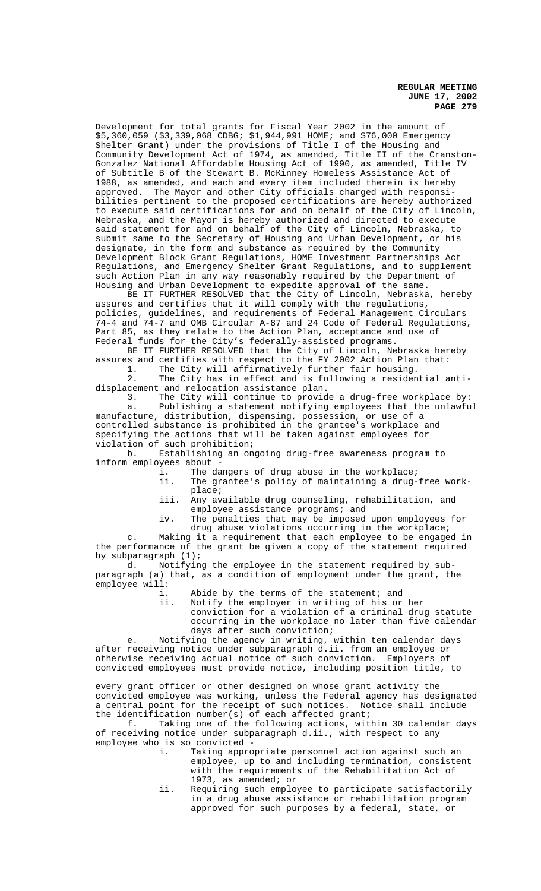Development for total grants for Fiscal Year 2002 in the amount of $5,360,059 ($3,339,068 CDBG; $1,944,991 HOME; and $76,000 Emergency Shelter Grant) under the provisions of Title I of the Housing and Community Development Act of 1974, as amended, Title II of the Cranston-Gonzalez National Affordable Housing Act of 1990, as amended, Title IV of Subtitle B of the Stewart B. McKinney Homeless Assistance Act of 1988, as amended, and each and every item included therein is hereby approved. The Mayor and other City officials charged with responsibilities pertinent to the proposed certifications are hereby authorized to execute said certifications for and on behalf of the City of Lincoln, Nebraska, and the Mayor is hereby authorized and directed to execute said statement for and on behalf of the City of Lincoln, Nebraska, to submit same to the Secretary of Housing and Urban Development, or his designate, in the form and substance as required by the Community Development Block Grant Regulations, HOME Investment Partnerships Act Regulations, and Emergency Shelter Grant Regulations, and to supplement such Action Plan in any way reasonably required by the Department of Housing and Urban Development to expedite approval of the same.

BE IT FURTHER RESOLVED that the City of Lincoln, Nebraska, hereby assures and certifies that it will comply with the regulations, policies, guidelines, and requirements of Federal Management Circulars 74-4 and 74-7 and OMB Circular A-87 and 24 Code of Federal Regulations, Part 85, as they relate to the Action Plan, acceptance and use of Federal funds for the City's federally-assisted programs.

BE IT FURTHER RESOLVED that the City of Lincoln, Nebraska hereby assures and certifies with respect to the FY 2002 Action Plan that:

1. The City will affirmatively further fair housing.
2. The City has in effect and is following a residential anti-displacement and relocation assistance plan.
3. The City will continue to provide a drug-free workplace by:
   a. Publishing a statement notifying employees that the unlawful manufacture, distribution, dispensing, possession, or use of a controlled substance is prohibited in the grantee's workplace and specifying the actions that will be taken against employees for violation of such prohibition;
   b. Establishing an ongoing drug-free awareness program to inform employees about -
      i. The dangers of drug abuse in the workplace;
      ii. The grantee's policy of maintaining a drug-free workplace;
      iii. Any available drug counseling, rehabilitation, and employee assistance programs; and
      iv. The penalties that may be imposed upon employees for drug abuse violations occurring in the workplace;
   c. Making it a requirement that each employee to be engaged in the performance of the grant be given a copy of the statement required by subparagraph (1);
   d. Notifying the employee in the statement required by subparagraph (a) that, as a condition of employment under the grant, the employee will:
      i. Abide by the terms of the statement; and
      ii. Notify the employer in writing of his or her conviction for a violation of a criminal drug statute occurring in the workplace no later than five calendar days after such conviction;
   e. Notifying the agency in writing, within ten calendar days after receiving notice under subparagraph d.ii. from an employee or otherwise receiving actual notice of such conviction. Employers of convicted employees must provide notice, including position title, to every grant officer or other designed on whose grant activity the convicted employee was working, unless the Federal agency has designated a central point for the receipt of such notices. Notice shall include the identification number(s) of each affected grant;
   f. Taking one of the following actions, within 30 calendar days of receiving notice under subparagraph d.ii., with respect to any employee who is so convicted -
      i. Taking appropriate personnel action against such an employee, up to and including termination, consistent with the requirements of the Rehabilitation Act of 1973, as amended; or
      ii. Requiring such employee to participate satisfactorily in a drug abuse assistance or rehabilitation program approved for such purposes by a federal, state, or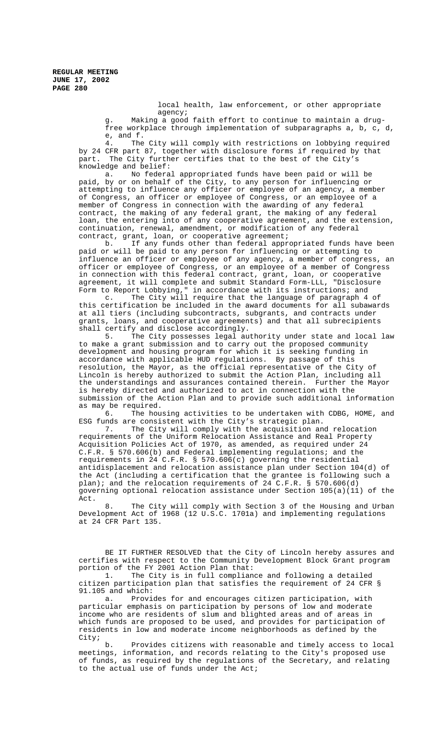local health, law enforcement, or other appropriate agency;

g. Making a good faith effort to continue to maintain a drug-free workplace through implementation of subparagraphs a, b, c, d, e, and f.

4. The City will comply with restrictions on lobbying required by 24 CFR part 87, together with disclosure forms if required by that part. The City further certifies that to the best of the City's knowledge and belief:

a. No federal appropriated funds have been paid or will be paid, by or on behalf of the City, to any person for influencing or attempting to influence any officer or employee of an agency, a member of Congress, an officer or employee of Congress, or an employee of a member of Congress in connection with the awarding of any federal contract, the making of any federal grant, the making of any federal loan, the entering into of any cooperative agreement, and the extension, continuation, renewal, amendment, or modification of any federal contract, grant, loan, or cooperative agreement;

b. If any funds other than federal appropriated funds have been paid or will be paid to any person for influencing or attempting to influence an officer or employee of any agency, a member of congress, an officer or employee of Congress, or an employee of a member of Congress in connection with this federal contract, grant, loan, or cooperative agreement, it will complete and submit Standard Form-LLL, "Disclosure Form to Report Lobbying," in accordance with its instructions; and

c. The City will require that the language of paragraph 4 of this certification be included in the award documents for all subawards at all tiers (including subcontracts, subgrants, and contracts under grants, loans, and cooperative agreements) and that all subrecipients shall certify and disclose accordingly.

5. The City possesses legal authority under state and local law to make a grant submission and to carry out the proposed community development and housing program for which it is seeking funding in accordance with applicable HUD regulations. By passage of this resolution, the Mayor, as the official representative of the City of Lincoln is hereby authorized to submit the Action Plan, including all the understandings and assurances contained therein. Further the Mayor is hereby directed and authorized to act in connection with the submission of the Action Plan and to provide such additional information as may be required.

6. The housing activities to be undertaken with CDBG, HOME, and ESG funds are consistent with the City's strategic plan.

7. The City will comply with the acquisition and relocation requirements of the Uniform Relocation Assistance and Real Property Acquisition Policies Act of 1970, as amended, as required under 24 C.F.R. § 570.606(b) and Federal implementing regulations; and the requirements in 24 C.F.R. § 570.606(c) governing the residential antidisplacement and relocation assistance plan under Section 104(d) of the Act (including a certification that the grantee is following such a plan); and the relocation requirements of 24 C.F.R. § 570.606(d) governing optional relocation assistance under Section 105(a)(11) of the Act.

8. The City will comply with Section 3 of the Housing and Urban Development Act of 1968 (12 U.S.C. 1701a) and implementing regulations at 24 CFR Part 135.

BE IT FURTHER RESOLVED that the City of Lincoln hereby assures and certifies with respect to the Community Development Block Grant program portion of the FY 2001 Action Plan that:

1. The City is in full compliance and following a detailed citizen participation plan that satisfies the requirement of 24 CFR § 91.105 and which:

a. Provides for and encourages citizen participation, with particular emphasis on participation by persons of low and moderate income who are residents of slum and blighted areas and of areas in which funds are proposed to be used, and provides for participation of residents in low and moderate income neighborhoods as defined by the City;

b. Provides citizens with reasonable and timely access to local meetings, information, and records relating to the City's proposed use of funds, as required by the regulations of the Secretary, and relating to the actual use of funds under the Act;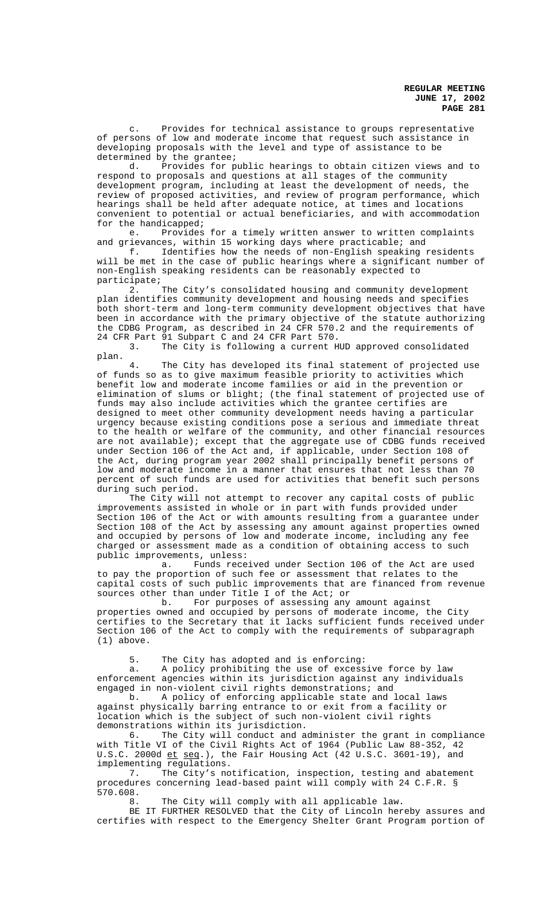c. Provides for technical assistance to groups representative of persons of low and moderate income that request such assistance in developing proposals with the level and type of assistance to be determined by the grantee;

d. Provides for public hearings to obtain citizen views and to respond to proposals and questions at all stages of the community development program, including at least the development of needs, the review of proposed activities, and review of program performance, which hearings shall be held after adequate notice, at times and locations convenient to potential or actual beneficiaries, and with accommodation for the handicapped;

e. Provides for a timely written answer to written complaints and grievances, within 15 working days where practicable; and

f. Identifies how the needs of non-English speaking residents will be met in the case of public hearings where a significant number of non-English speaking residents can be reasonably expected to participate;

2. The City's consolidated housing and community development plan identifies community development and housing needs and specifies both short-term and long-term community development objectives that have been in accordance with the primary objective of the statute authorizing the CDBG Program, as described in 24 CFR 570.2 and the requirements of 24 CFR Part 91 Subpart C and 24 CFR Part 570.

3. The City is following a current HUD approved consolidated plan.

4. The City has developed its final statement of projected use of funds so as to give maximum feasible priority to activities which benefit low and moderate income families or aid in the prevention or elimination of slums or blight; (the final statement of projected use of funds may also include activities which the grantee certifies are designed to meet other community development needs having a particular urgency because existing conditions pose a serious and immediate threat to the health or welfare of the community, and other financial resources are not available); except that the aggregate use of CDBG funds received under Section 106 of the Act and, if applicable, under Section 108 of the Act, during program year 2002 shall principally benefit persons of low and moderate income in a manner that ensures that not less than 70 percent of such funds are used for activities that benefit such persons during such period.

The City will not attempt to recover any capital costs of public improvements assisted in whole or in part with funds provided under Section 106 of the Act or with amounts resulting from a guarantee under Section 108 of the Act by assessing any amount against properties owned and occupied by persons of low and moderate income, including any fee charged or assessment made as a condition of obtaining access to such public improvements, unless:

a. Funds received under Section 106 of the Act are used to pay the proportion of such fee or assessment that relates to the capital costs of such public improvements that are financed from revenue sources other than under Title I of the Act; or

b. For purposes of assessing any amount against properties owned and occupied by persons of moderate income, the City certifies to the Secretary that it lacks sufficient funds received under Section 106 of the Act to comply with the requirements of subparagraph (1) above.

5. The City has adopted and is enforcing:

a. A policy prohibiting the use of excessive force by law enforcement agencies within its jurisdiction against any individuals engaged in non-violent civil rights demonstrations; and

b. A policy of enforcing applicable state and local laws against physically barring entrance to or exit from a facility or location which is the subject of such non-violent civil rights demonstrations within its jurisdiction.

6. The City will conduct and administer the grant in compliance with Title VI of the Civil Rights Act of 1964 (Public Law 88-352, 42 U.S.C. 2000d et seq.), the Fair Housing Act (42 U.S.C. 3601-19), and implementing regulations.

7. The City's notification, inspection, testing and abatement procedures concerning lead-based paint will comply with 24 C.F.R. § 570.608.

8. The City will comply with all applicable law.

BE IT FURTHER RESOLVED that the City of Lincoln hereby assures and certifies with respect to the Emergency Shelter Grant Program portion of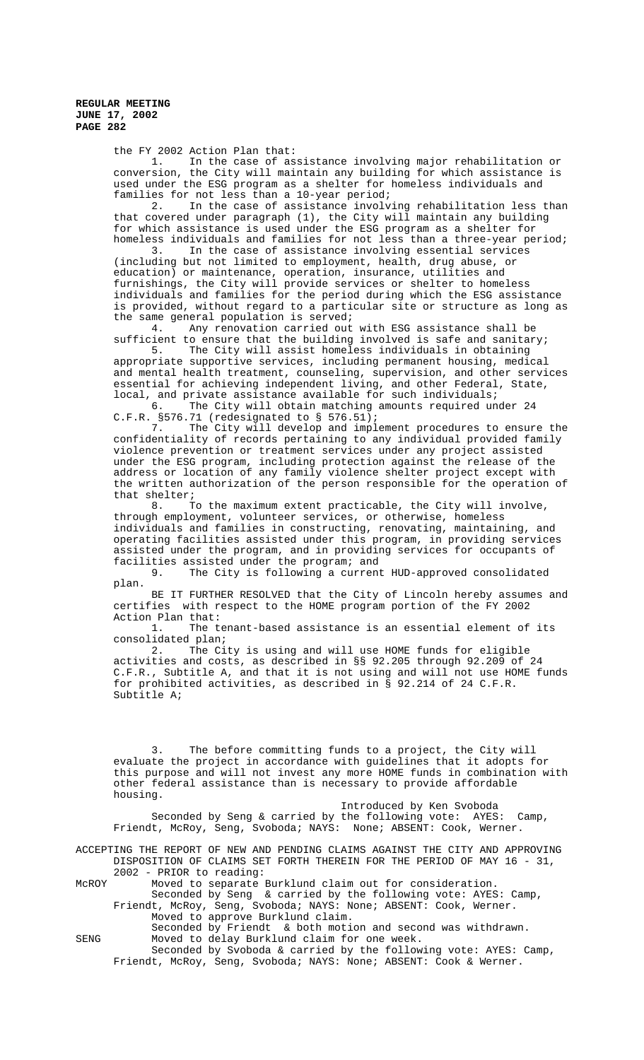the FY 2002 Action Plan that:

1. In the case of assistance involving major rehabilitation or conversion, the City will maintain any building for which assistance is used under the ESG program as a shelter for homeless individuals and families for not less than a 10-year period;

2. In the case of assistance involving rehabilitation less than that covered under paragraph (1), the City will maintain any building for which assistance is used under the ESG program as a shelter for homeless individuals and families for not less than a three-year period;

3. In the case of assistance involving essential services (including but not limited to employment, health, drug abuse, or education) or maintenance, operation, insurance, utilities and furnishings, the City will provide services or shelter to homeless individuals and families for the period during which the ESG assistance is provided, without regard to a particular site or structure as long as the same general population is served;

4. Any renovation carried out with ESG assistance shall be sufficient to ensure that the building involved is safe and sanitary;

5. The City will assist homeless individuals in obtaining appropriate supportive services, including permanent housing, medical and mental health treatment, counseling, supervision, and other services essential for achieving independent living, and other Federal, State, local, and private assistance available for such individuals;

6. The City will obtain matching amounts required under 24 C.F.R. §576.71 (redesignated to § 576.51);

7. The City will develop and implement procedures to ensure the confidentiality of records pertaining to any individual provided family violence prevention or treatment services under any project assisted under the ESG program, including protection against the release of the address or location of any family violence shelter project except with the written authorization of the person responsible for the operation of that shelter;

8. To the maximum extent practicable, the City will involve, through employment, volunteer services, or otherwise, homeless individuals and families in constructing, renovating, maintaining, and operating facilities assisted under this program, in providing services assisted under the program, and in providing services for occupants of facilities assisted under the program; and

9. The City is following a current HUD-approved consolidated plan.

BE IT FURTHER RESOLVED that the City of Lincoln hereby assumes and certifies with respect to the HOME program portion of the FY 2002 Action Plan that:

1. The tenant-based assistance is an essential element of its consolidated plan;

2. The City is using and will use HOME funds for eligible activities and costs, as described in §§ 92.205 through 92.209 of 24 C.F.R., Subtitle A, and that it is not using and will not use HOME funds for prohibited activities, as described in § 92.214 of 24 C.F.R. Subtitle A;

3. The before committing funds to a project, the City will evaluate the project in accordance with guidelines that it adopts for this purpose and will not invest any more HOME funds in combination with other federal assistance than is necessary to provide affordable housing.

Introduced by Ken Svoboda

Seconded by Seng & carried by the following vote: AYES: Camp, Friendt, McRoy, Seng, Svoboda; NAYS: None; ABSENT: Cook, Werner.

ACCEPTING THE REPORT OF NEW AND PENDING CLAIMS AGAINST THE CITY AND APPROVING DISPOSITION OF CLAIMS SET FORTH THEREIN FOR THE PERIOD OF MAY 16 - 31, 2002 - PRIOR to reading:

McROY Moved to separate Burklund claim out for consideration.

Seconded by Seng & carried by the following vote: AYES: Camp, Friendt, McRoy, Seng, Svoboda; NAYS: None; ABSENT: Cook, Werner.

Moved to approve Burklund claim.

Seconded by Friendt & both motion and second was withdrawn.

SENG Moved to delay Burklund claim for one week.

Seconded by Svoboda & carried by the following vote: AYES: Camp, Friendt, McRoy, Seng, Svoboda; NAYS: None; ABSENT: Cook & Werner.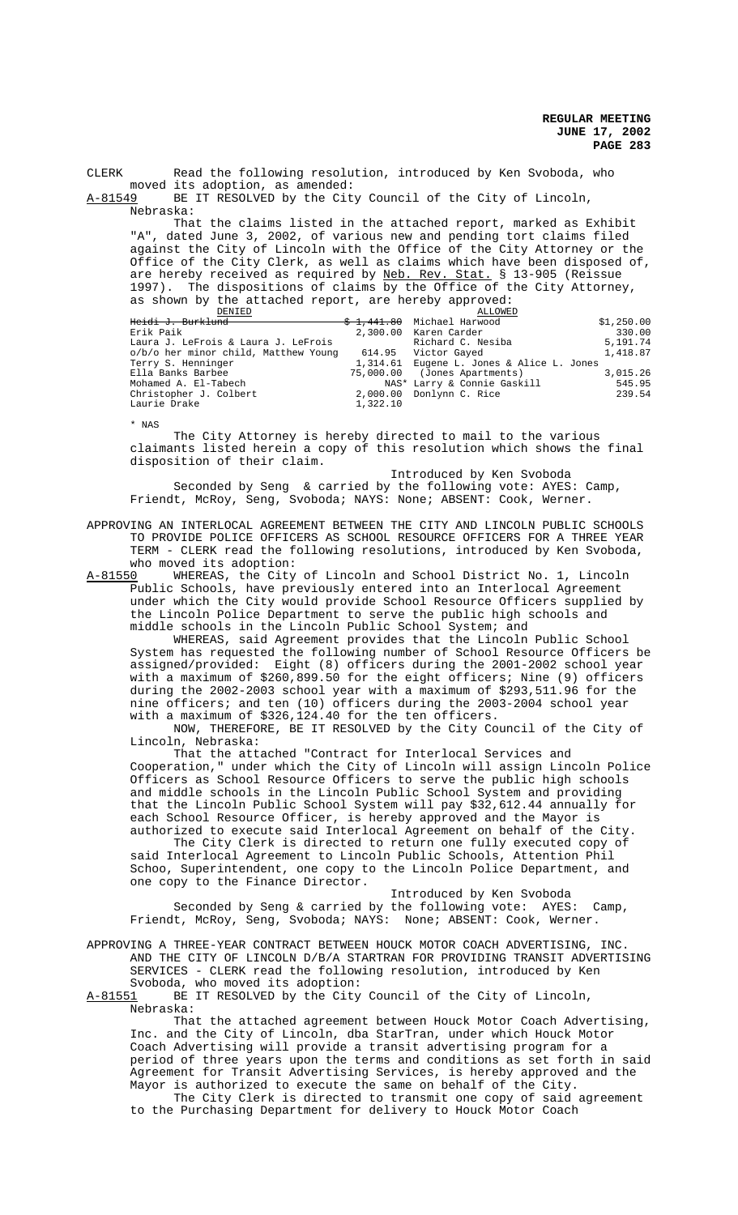CLERK Read the following resolution, introduced by Ken Svoboda, who moved its adoption, as amended:

A-81549 BE IT RESOLVED by the City Council of the City of Lincoln, Nebraska:

That the claims listed in the attached report, marked as Exhibit "A", dated June 3, 2002, of various new and pending tort claims filed against the City of Lincoln with the Office of the City Attorney or the Office of the City Clerk, as well as claims which have been disposed of, are hereby received as required by Neb. Rev. Stat. § 13-905 (Reissue 1997). The dispositions of claims by the Office of the City Attorney, as shown by the attached report, are hereby approved:

| DENIED | | ALLOWED | |
|---|---|---|---|
| ~~Heidi J. Burklund~~ | ~~$ 1,441.80~~ | Michael Harwood | $1,250.00 |
| Erik Paik | 2,300.00 | Karen Carder | 330.00 |
| Laura J. LeFrois & Laura J. LeFrois | | Richard C. Nesiba | 5,191.74 |
| o/b/o her minor child, Matthew Young | 614.95 | Victor Gayed | 1,418.87 |
| Terry S. Henninger | 1,314.61 | Eugene L. Jones & Alice L. Jones | |
| Ella Banks Barbee | 75,000.00 | (Jones Apartments) | 3,015.26 |
| Mohamed A. El-Tabech | NAS* | Larry & Connie Gaskill | 545.95 |
| Christopher J. Colbert | 2,000.00 | Donlynn C. Rice | 239.54 |
| Laurie Drake | 1,322.10 | | |

\* NAS

The City Attorney is hereby directed to mail to the various claimants listed herein a copy of this resolution which shows the final disposition of their claim.

Introduced by Ken Svoboda

Seconded by Seng & carried by the following vote: AYES: Camp, Friendt, McRoy, Seng, Svoboda; NAYS: None; ABSENT: Cook, Werner.

APPROVING AN INTERLOCAL AGREEMENT BETWEEN THE CITY AND LINCOLN PUBLIC SCHOOLS TO PROVIDE POLICE OFFICERS AS SCHOOL RESOURCE OFFICERS FOR A THREE YEAR TERM - CLERK read the following resolutions, introduced by Ken Svoboda, who moved its adoption:

A-81550 WHEREAS, the City of Lincoln and School District No. 1, Lincoln Public Schools, have previously entered into an Interlocal Agreement under which the City would provide School Resource Officers supplied by the Lincoln Police Department to serve the public high schools and middle schools in the Lincoln Public School System; and

WHEREAS, said Agreement provides that the Lincoln Public School System has requested the following number of School Resource Officers be assigned/provided: Eight (8) officers during the 2001-2002 school year with a maximum of $260,899.50 for the eight officers; Nine (9) officers during the 2002-2003 school year with a maximum of $293,511.96 for the nine officers; and ten (10) officers during the 2003-2004 school year with a maximum of $326,124.40 for the ten officers.

NOW, THEREFORE, BE IT RESOLVED by the City Council of the City of Lincoln, Nebraska:

That the attached "Contract for Interlocal Services and Cooperation," under which the City of Lincoln will assign Lincoln Police Officers as School Resource Officers to serve the public high schools and middle schools in the Lincoln Public School System and providing that the Lincoln Public School System will pay $32,612.44 annually for each School Resource Officer, is hereby approved and the Mayor is authorized to execute said Interlocal Agreement on behalf of the City.

The City Clerk is directed to return one fully executed copy of said Interlocal Agreement to Lincoln Public Schools, Attention Phil Schoo, Superintendent, one copy to the Lincoln Police Department, and one copy to the Finance Director.

Introduced by Ken Svoboda

Seconded by Seng & carried by the following vote: AYES: Camp, Friendt, McRoy, Seng, Svoboda; NAYS: None; ABSENT: Cook, Werner.

APPROVING A THREE-YEAR CONTRACT BETWEEN HOUCK MOTOR COACH ADVERTISING, INC. AND THE CITY OF LINCOLN D/B/A STARTRAN FOR PROVIDING TRANSIT ADVERTISING SERVICES - CLERK read the following resolution, introduced by Ken Svoboda, who moved its adoption:

A-81551 BE IT RESOLVED by the City Council of the City of Lincoln, Nebraska:

That the attached agreement between Houck Motor Coach Advertising, Inc. and the City of Lincoln, dba StarTran, under which Houck Motor Coach Advertising will provide a transit advertising program for a period of three years upon the terms and conditions as set forth in said Agreement for Transit Advertising Services, is hereby approved and the Mayor is authorized to execute the same on behalf of the City.

The City Clerk is directed to transmit one copy of said agreement to the Purchasing Department for delivery to Houck Motor Coach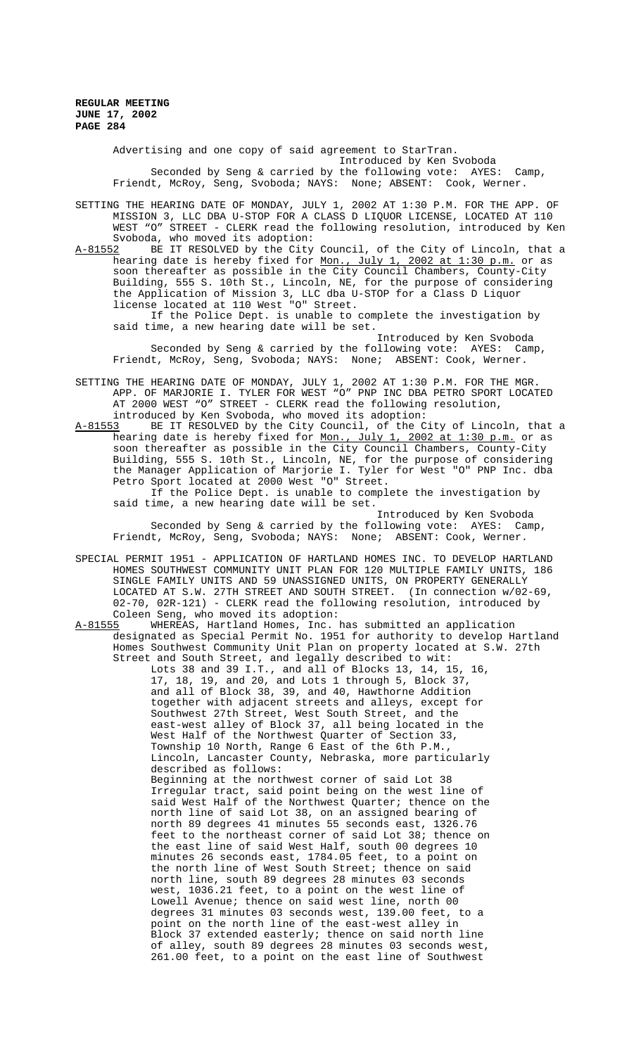Advertising and one copy of said agreement to StarTran.

Introduced by Ken Svoboda

Seconded by Seng & carried by the following vote: AYES: Camp, Friendt, McRoy, Seng, Svoboda; NAYS: None; ABSENT: Cook, Werner.

SETTING THE HEARING DATE OF MONDAY, JULY 1, 2002 AT 1:30 P.M. FOR THE APP. OF MISSION 3, LLC DBA U-STOP FOR A CLASS D LIQUOR LICENSE, LOCATED AT 110 WEST "O" STREET - CLERK read the following resolution, introduced by Ken Svoboda, who moved its adoption:

A-81552 BE IT RESOLVED by the City Council, of the City of Lincoln, that a hearing date is hereby fixed for Mon., July 1, 2002 at 1:30 p.m. or as soon thereafter as possible in the City Council Chambers, County-City Building, 555 S. 10th St., Lincoln, NE, for the purpose of considering the Application of Mission 3, LLC dba U-STOP for a Class D Liquor license located at 110 West "O" Street.

If the Police Dept. is unable to complete the investigation by said time, a new hearing date will be set.

Introduced by Ken Svoboda

Seconded by Seng & carried by the following vote: AYES: Camp, Friendt, McRoy, Seng, Svoboda; NAYS: None; ABSENT: Cook, Werner.

SETTING THE HEARING DATE OF MONDAY, JULY 1, 2002 AT 1:30 P.M. FOR THE MGR. APP. OF MARJORIE I. TYLER FOR WEST "O" PNP INC DBA PETRO SPORT LOCATED AT 2000 WEST "O" STREET - CLERK read the following resolution, introduced by Ken Svoboda, who moved its adoption:

A-81553 BE IT RESOLVED by the City Council, of the City of Lincoln, that a hearing date is hereby fixed for Mon., July 1, 2002 at 1:30 p.m. or as soon thereafter as possible in the City Council Chambers, County-City Building, 555 S. 10th St., Lincoln, NE, for the purpose of considering the Manager Application of Marjorie I. Tyler for West "O" PNP Inc. dba Petro Sport located at 2000 West "O" Street.

If the Police Dept. is unable to complete the investigation by said time, a new hearing date will be set.

Introduced by Ken Svoboda

Seconded by Seng & carried by the following vote: AYES: Camp, Friendt, McRoy, Seng, Svoboda; NAYS: None; ABSENT: Cook, Werner.

SPECIAL PERMIT 1951 - APPLICATION OF HARTLAND HOMES INC. TO DEVELOP HARTLAND HOMES SOUTHWEST COMMUNITY UNIT PLAN FOR 120 MULTIPLE FAMILY UNITS, 186 SINGLE FAMILY UNITS AND 59 UNASSIGNED UNITS, ON PROPERTY GENERALLY LOCATED AT S.W. 27TH STREET AND SOUTH STREET. (In connection w/02-69, 02-70, 02R-121) - CLERK read the following resolution, introduced by Coleen Seng, who moved its adoption:

A-81555 WHEREAS, Hartland Homes, Inc. has submitted an application designated as Special Permit No. 1951 for authority to develop Hartland Homes Southwest Community Unit Plan on property located at S.W. 27th Street and South Street, and legally described to wit:

Lots 38 and 39 I.T., and all of Blocks 13, 14, 15, 16, 17, 18, 19, and 20, and Lots 1 through 5, Block 37, and all of Block 38, 39, and 40, Hawthorne Addition together with adjacent streets and alleys, except for Southwest 27th Street, West South Street, and the east-west alley of Block 37, all being located in the West Half of the Northwest Quarter of Section 33, Township 10 North, Range 6 East of the 6th P.M., Lincoln, Lancaster County, Nebraska, more particularly described as follows:

Beginning at the northwest corner of said Lot 38 Irregular tract, said point being on the west line of said West Half of the Northwest Quarter; thence on the north line of said Lot 38, on an assigned bearing of north 89 degrees 41 minutes 55 seconds east, 1326.76 feet to the northeast corner of said Lot 38; thence on the east line of said West Half, south 00 degrees 10 minutes 26 seconds east, 1784.05 feet, to a point on the north line of West South Street; thence on said north line, south 89 degrees 28 minutes 03 seconds west, 1036.21 feet, to a point on the west line of Lowell Avenue; thence on said west line, north 00 degrees 31 minutes 03 seconds west, 139.00 feet, to a point on the north line of the east-west alley in Block 37 extended easterly; thence on said north line of alley, south 89 degrees 28 minutes 03 seconds west, 261.00 feet, to a point on the east line of Southwest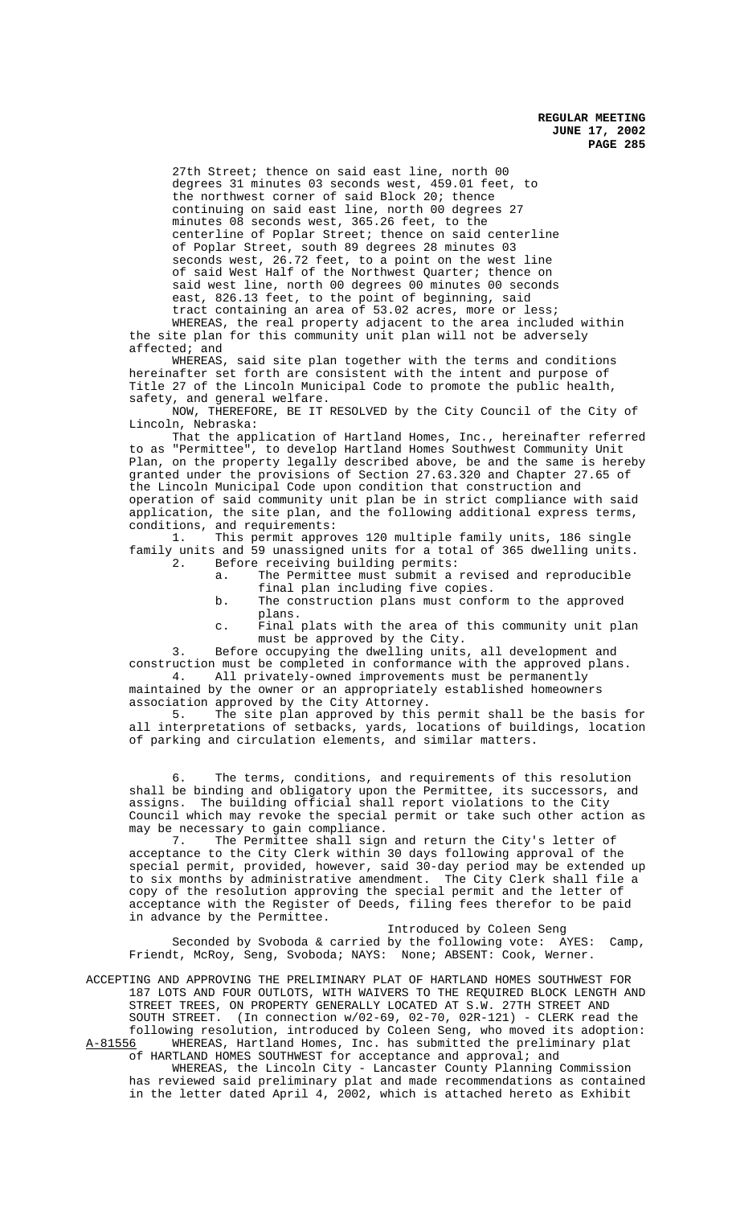27th Street; thence on said east line, north 00 degrees 31 minutes 03 seconds west, 459.01 feet, to the northwest corner of said Block 20; thence continuing on said east line, north 00 degrees 27 minutes 08 seconds west, 365.26 feet, to the centerline of Poplar Street; thence on said centerline of Poplar Street, south 89 degrees 28 minutes 03 seconds west, 26.72 feet, to a point on the west line of said West Half of the Northwest Quarter; thence on said west line, north 00 degrees 00 minutes 00 seconds east, 826.13 feet, to the point of beginning, said tract containing an area of 53.02 acres, more or less;

WHEREAS, the real property adjacent to the area included within the site plan for this community unit plan will not be adversely affected; and

WHEREAS, said site plan together with the terms and conditions hereinafter set forth are consistent with the intent and purpose of Title 27 of the Lincoln Municipal Code to promote the public health, safety, and general welfare.

NOW, THEREFORE, BE IT RESOLVED by the City Council of the City of Lincoln, Nebraska:

That the application of Hartland Homes, Inc., hereinafter referred to as "Permittee", to develop Hartland Homes Southwest Community Unit Plan, on the property legally described above, be and the same is hereby granted under the provisions of Section 27.63.320 and Chapter 27.65 of the Lincoln Municipal Code upon condition that construction and operation of said community unit plan be in strict compliance with said application, the site plan, and the following additional express terms, conditions, and requirements:

1. This permit approves 120 multiple family units, 186 single family units and 59 unassigned units for a total of 365 dwelling units.
2. Before receiving building permits:
   a. The Permittee must submit a revised and reproducible final plan including five copies.
   b. The construction plans must conform to the approved plans.
   c. Final plats with the area of this community unit plan must be approved by the City.
3. Before occupying the dwelling units, all development and construction must be completed in conformance with the approved plans.
4. All privately-owned improvements must be permanently maintained by the owner or an appropriately established homeowners association approved by the City Attorney.
5. The site plan approved by this permit shall be the basis for all interpretations of setbacks, yards, locations of buildings, location of parking and circulation elements, and similar matters.
6. The terms, conditions, and requirements of this resolution shall be binding and obligatory upon the Permittee, its successors, and assigns. The building official shall report violations to the City Council which may revoke the special permit or take such other action as may be necessary to gain compliance.
7. The Permittee shall sign and return the City's letter of acceptance to the City Clerk within 30 days following approval of the special permit, provided, however, said 30-day period may be extended up to six months by administrative amendment. The City Clerk shall file a copy of the resolution approving the special permit and the letter of acceptance with the Register of Deeds, filing fees therefor to be paid in advance by the Permittee.

Introduced by Coleen Seng

Seconded by Svoboda & carried by the following vote: AYES: Camp, Friendt, McRoy, Seng, Svoboda; NAYS: None; ABSENT: Cook, Werner.

ACCEPTING AND APPROVING THE PRELIMINARY PLAT OF HARTLAND HOMES SOUTHWEST FOR 187 LOTS AND FOUR OUTLOTS, WITH WAIVERS TO THE REQUIRED BLOCK LENGTH AND STREET TREES, ON PROPERTY GENERALLY LOCATED AT S.W. 27TH STREET AND SOUTH STREET. (In connection w/02-69, 02-70, 02R-121) - CLERK read the following resolution, introduced by Coleen Seng, who moved its adoption:

A-81556 WHEREAS, Hartland Homes, Inc. has submitted the preliminary plat of HARTLAND HOMES SOUTHWEST for acceptance and approval; and

WHEREAS, the Lincoln City - Lancaster County Planning Commission has reviewed said preliminary plat and made recommendations as contained in the letter dated April 4, 2002, which is attached hereto as Exhibit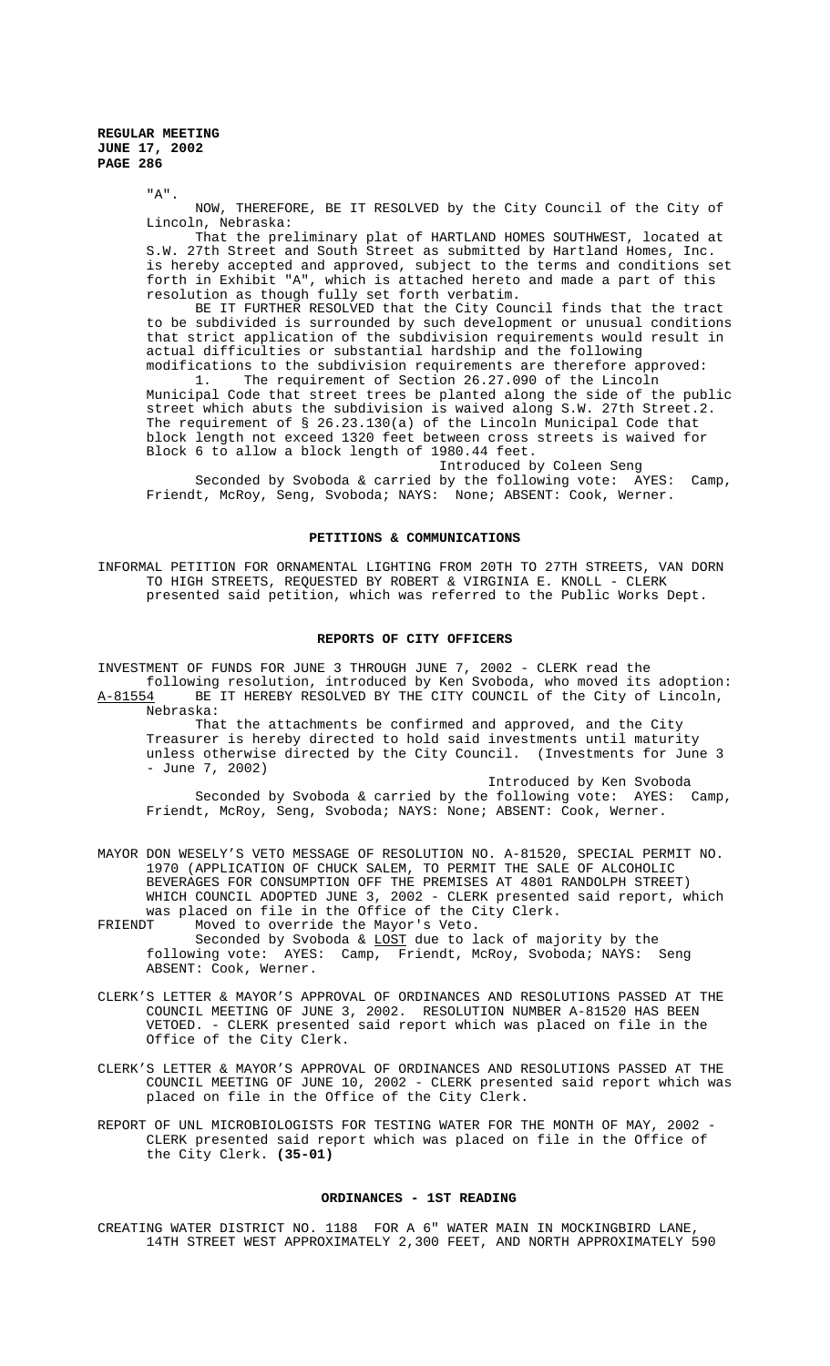"A".

NOW, THEREFORE, BE IT RESOLVED by the City Council of the City of Lincoln, Nebraska:

That the preliminary plat of HARTLAND HOMES SOUTHWEST, located at S.W. 27th Street and South Street as submitted by Hartland Homes, Inc. is hereby accepted and approved, subject to the terms and conditions set forth in Exhibit "A", which is attached hereto and made a part of this resolution as though fully set forth verbatim.

BE IT FURTHER RESOLVED that the City Council finds that the tract to be subdivided is surrounded by such development or unusual conditions that strict application of the subdivision requirements would result in actual difficulties or substantial hardship and the following modifications to the subdivision requirements are therefore approved:

1. The requirement of Section 26.27.090 of the Lincoln Municipal Code that street trees be planted along the side of the public street which abuts the subdivision is waived along S.W. 27th Street.2. The requirement of § 26.23.130(a) of the Lincoln Municipal Code that block length not exceed 1320 feet between cross streets is waived for Block 6 to allow a block length of 1980.44 feet.

Introduced by Coleen Seng

Seconded by Svoboda & carried by the following vote: AYES: Camp, Friendt, McRoy, Seng, Svoboda; NAYS: None; ABSENT: Cook, Werner.

## PETITIONS & COMMUNICATIONS

INFORMAL PETITION FOR ORNAMENTAL LIGHTING FROM 20TH TO 27TH STREETS, VAN DORN TO HIGH STREETS, REQUESTED BY ROBERT & VIRGINIA E. KNOLL - CLERK presented said petition, which was referred to the Public Works Dept.

## REPORTS OF CITY OFFICERS

INVESTMENT OF FUNDS FOR JUNE 3 THROUGH JUNE 7, 2002 - CLERK read the following resolution, introduced by Ken Svoboda, who moved its adoption:

A-81554 BE IT HEREBY RESOLVED BY THE CITY COUNCIL of the City of Lincoln, Nebraska:

That the attachments be confirmed and approved, and the City Treasurer is hereby directed to hold said investments until maturity unless otherwise directed by the City Council. (Investments for June 3 - June 7, 2002)

Introduced by Ken Svoboda

Seconded by Svoboda & carried by the following vote: AYES: Camp, Friendt, McRoy, Seng, Svoboda; NAYS: None; ABSENT: Cook, Werner.

MAYOR DON WESELY'S VETO MESSAGE OF RESOLUTION NO. A-81520, SPECIAL PERMIT NO. 1970 (APPLICATION OF CHUCK SALEM, TO PERMIT THE SALE OF ALCOHOLIC BEVERAGES FOR CONSUMPTION OFF THE PREMISES AT 4801 RANDOLPH STREET) WHICH COUNCIL ADOPTED JUNE 3, 2002 - CLERK presented said report, which was placed on file in the Office of the City Clerk.

FRIENDT Moved to override the Mayor's Veto.

Seconded by Svoboda & LOST due to lack of majority by the following vote: AYES: Camp, Friendt, McRoy, Svoboda; NAYS: Seng ABSENT: Cook, Werner.

CLERK'S LETTER & MAYOR'S APPROVAL OF ORDINANCES AND RESOLUTIONS PASSED AT THE COUNCIL MEETING OF JUNE 3, 2002. RESOLUTION NUMBER A-81520 HAS BEEN VETOED. - CLERK presented said report which was placed on file in the Office of the City Clerk.

CLERK'S LETTER & MAYOR'S APPROVAL OF ORDINANCES AND RESOLUTIONS PASSED AT THE COUNCIL MEETING OF JUNE 10, 2002 - CLERK presented said report which was placed on file in the Office of the City Clerk.

REPORT OF UNL MICROBIOLOGISTS FOR TESTING WATER FOR THE MONTH OF MAY, 2002 - CLERK presented said report which was placed on file in the Office of the City Clerk. **(35-01)**

## ORDINANCES - 1ST READING

CREATING WATER DISTRICT NO. 1188 FOR A 6" WATER MAIN IN MOCKINGBIRD LANE, 14TH STREET WEST APPROXIMATELY 2,300 FEET, AND NORTH APPROXIMATELY 590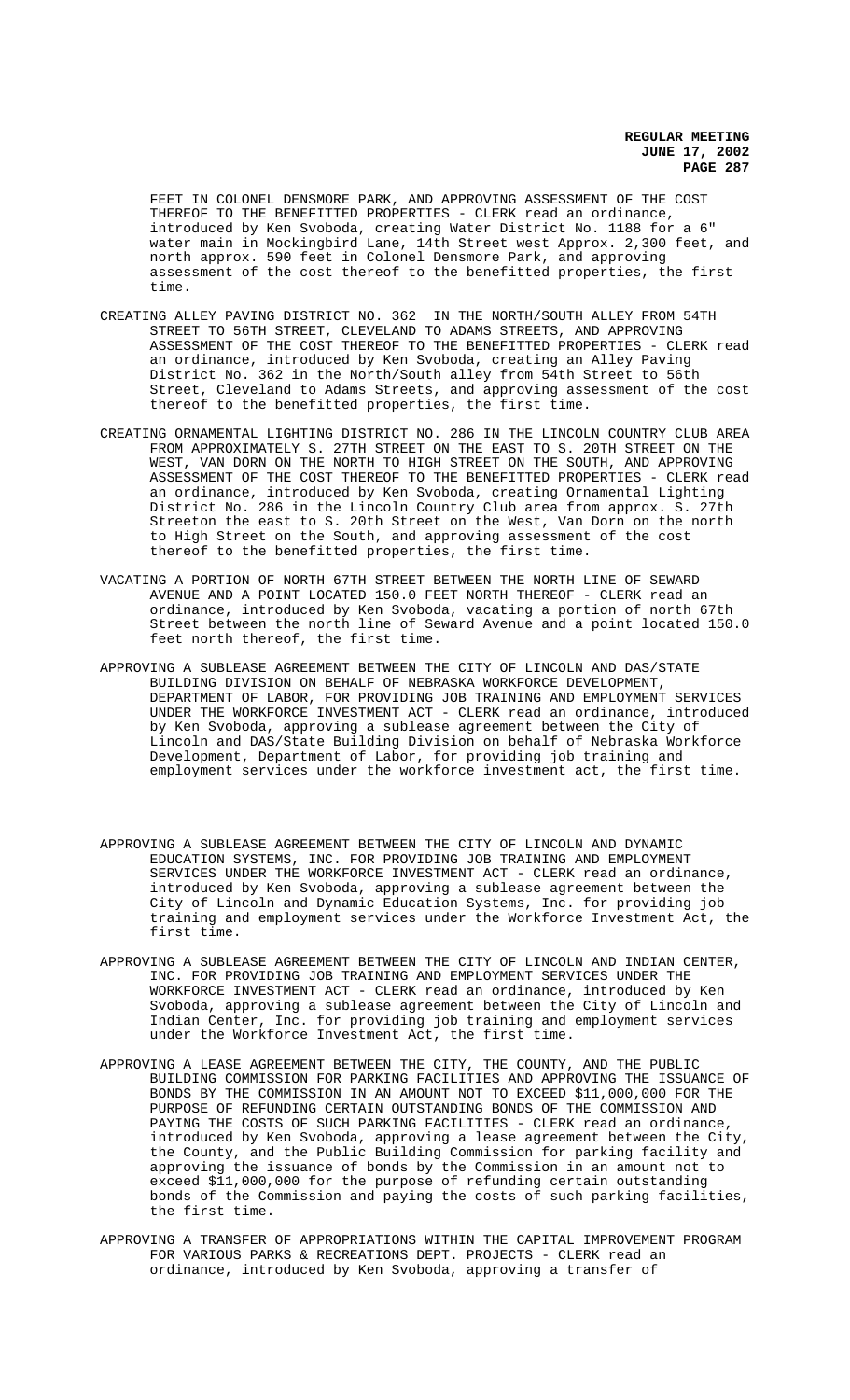FEET IN COLONEL DENSMORE PARK, AND APPROVING ASSESSMENT OF THE COST THEREOF TO THE BENEFITTED PROPERTIES - CLERK read an ordinance, introduced by Ken Svoboda, creating Water District No. 1188 for a 6" water main in Mockingbird Lane, 14th Street west Approx. 2,300 feet, and north approx. 590 feet in Colonel Densmore Park, and approving assessment of the cost thereof to the benefitted properties, the first time.

CREATING ALLEY PAVING DISTRICT NO. 362 IN THE NORTH/SOUTH ALLEY FROM 54TH STREET TO 56TH STREET, CLEVELAND TO ADAMS STREETS, AND APPROVING ASSESSMENT OF THE COST THEREOF TO THE BENEFITTED PROPERTIES - CLERK read an ordinance, introduced by Ken Svoboda, creating an Alley Paving District No. 362 in the North/South alley from 54th Street to 56th Street, Cleveland to Adams Streets, and approving assessment of the cost thereof to the benefitted properties, the first time.

CREATING ORNAMENTAL LIGHTING DISTRICT NO. 286 IN THE LINCOLN COUNTRY CLUB AREA FROM APPROXIMATELY S. 27TH STREET ON THE EAST TO S. 20TH STREET ON THE WEST, VAN DORN ON THE NORTH TO HIGH STREET ON THE SOUTH, AND APPROVING ASSESSMENT OF THE COST THEREOF TO THE BENEFITTED PROPERTIES - CLERK read an ordinance, introduced by Ken Svoboda, creating Ornamental Lighting District No. 286 in the Lincoln Country Club area from approx. S. 27th Streeton the east to S. 20th Street on the West, Van Dorn on the north to High Street on the South, and approving assessment of the cost thereof to the benefitted properties, the first time.

VACATING A PORTION OF NORTH 67TH STREET BETWEEN THE NORTH LINE OF SEWARD AVENUE AND A POINT LOCATED 150.0 FEET NORTH THEREOF - CLERK read an ordinance, introduced by Ken Svoboda, vacating a portion of north 67th Street between the north line of Seward Avenue and a point located 150.0 feet north thereof, the first time.

APPROVING A SUBLEASE AGREEMENT BETWEEN THE CITY OF LINCOLN AND DAS/STATE BUILDING DIVISION ON BEHALF OF NEBRASKA WORKFORCE DEVELOPMENT, DEPARTMENT OF LABOR, FOR PROVIDING JOB TRAINING AND EMPLOYMENT SERVICES UNDER THE WORKFORCE INVESTMENT ACT - CLERK read an ordinance, introduced by Ken Svoboda, approving a sublease agreement between the City of Lincoln and DAS/State Building Division on behalf of Nebraska Workforce Development, Department of Labor, for providing job training and employment services under the workforce investment act, the first time.

APPROVING A SUBLEASE AGREEMENT BETWEEN THE CITY OF LINCOLN AND DYNAMIC EDUCATION SYSTEMS, INC. FOR PROVIDING JOB TRAINING AND EMPLOYMENT SERVICES UNDER THE WORKFORCE INVESTMENT ACT - CLERK read an ordinance, introduced by Ken Svoboda, approving a sublease agreement between the City of Lincoln and Dynamic Education Systems, Inc. for providing job training and employment services under the Workforce Investment Act, the first time.

APPROVING A SUBLEASE AGREEMENT BETWEEN THE CITY OF LINCOLN AND INDIAN CENTER, INC. FOR PROVIDING JOB TRAINING AND EMPLOYMENT SERVICES UNDER THE WORKFORCE INVESTMENT ACT - CLERK read an ordinance, introduced by Ken Svoboda, approving a sublease agreement between the City of Lincoln and Indian Center, Inc. for providing job training and employment services under the Workforce Investment Act, the first time.

APPROVING A LEASE AGREEMENT BETWEEN THE CITY, THE COUNTY, AND THE PUBLIC BUILDING COMMISSION FOR PARKING FACILITIES AND APPROVING THE ISSUANCE OF BONDS BY THE COMMISSION IN AN AMOUNT NOT TO EXCEED $11,000,000 FOR THE PURPOSE OF REFUNDING CERTAIN OUTSTANDING BONDS OF THE COMMISSION AND PAYING THE COSTS OF SUCH PARKING FACILITIES - CLERK read an ordinance, introduced by Ken Svoboda, approving a lease agreement between the City, the County, and the Public Building Commission for parking facility and approving the issuance of bonds by the Commission in an amount not to exceed $11,000,000 for the purpose of refunding certain outstanding bonds of the Commission and paying the costs of such parking facilities, the first time.

APPROVING A TRANSFER OF APPROPRIATIONS WITHIN THE CAPITAL IMPROVEMENT PROGRAM FOR VARIOUS PARKS & RECREATIONS DEPT. PROJECTS - CLERK read an ordinance, introduced by Ken Svoboda, approving a transfer of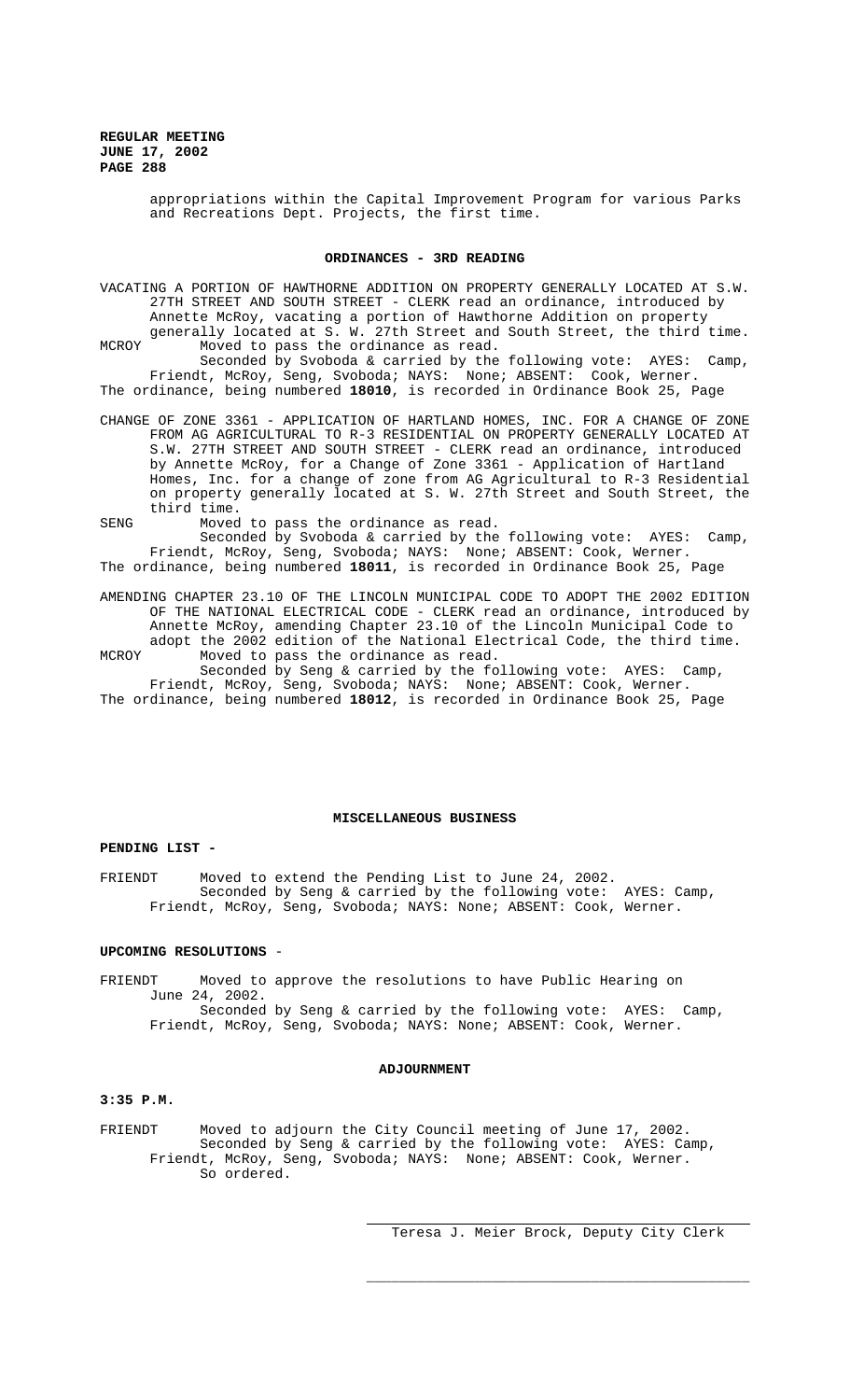appropriations within the Capital Improvement Program for various Parks and Recreations Dept. Projects, the first time.

## ORDINANCES - 3RD READING

VACATING A PORTION OF HAWTHORNE ADDITION ON PROPERTY GENERALLY LOCATED AT S.W. 27TH STREET AND SOUTH STREET - CLERK read an ordinance, introduced by Annette McRoy, vacating a portion of Hawthorne Addition on property generally located at S. W. 27th Street and South Street, the third time.

MCROY Moved to pass the ordinance as read.

Seconded by Svoboda & carried by the following vote: AYES: Camp, Friendt, McRoy, Seng, Svoboda; NAYS: None; ABSENT: Cook, Werner.

The ordinance, being numbered **18010**, is recorded in Ordinance Book 25, Page

CHANGE OF ZONE 3361 - APPLICATION OF HARTLAND HOMES, INC. FOR A CHANGE OF ZONE FROM AG AGRICULTURAL TO R-3 RESIDENTIAL ON PROPERTY GENERALLY LOCATED AT S.W. 27TH STREET AND SOUTH STREET - CLERK read an ordinance, introduced by Annette McRoy, for a Change of Zone 3361 - Application of Hartland Homes, Inc. for a change of zone from AG Agricultural to R-3 Residential on property generally located at S. W. 27th Street and South Street, the third time.

SENG Moved to pass the ordinance as read.

Seconded by Svoboda & carried by the following vote: AYES: Camp, Friendt, McRoy, Seng, Svoboda; NAYS: None; ABSENT: Cook, Werner.

The ordinance, being numbered **18011**, is recorded in Ordinance Book 25, Page

AMENDING CHAPTER 23.10 OF THE LINCOLN MUNICIPAL CODE TO ADOPT THE 2002 EDITION OF THE NATIONAL ELECTRICAL CODE - CLERK read an ordinance, introduced by Annette McRoy, amending Chapter 23.10 of the Lincoln Municipal Code to adopt the 2002 edition of the National Electrical Code, the third time.

MCROY Moved to pass the ordinance as read.

Seconded by Seng & carried by the following vote: AYES: Camp, Friendt, McRoy, Seng, Svoboda; NAYS: None; ABSENT: Cook, Werner.

The ordinance, being numbered **18012**, is recorded in Ordinance Book 25, Page

## MISCELLANEOUS BUSINESS

**PENDING LIST -**

FRIENDT Moved to extend the Pending List to June 24, 2002.

Seconded by Seng & carried by the following vote: AYES: Camp, Friendt, McRoy, Seng, Svoboda; NAYS: None; ABSENT: Cook, Werner.

**UPCOMING RESOLUTIONS** -

FRIENDT Moved to approve the resolutions to have Public Hearing on June 24, 2002.

Seconded by Seng & carried by the following vote: AYES: Camp, Friendt, McRoy, Seng, Svoboda; NAYS: None; ABSENT: Cook, Werner.

## ADJOURNMENT

**3:35 P.M.**

FRIENDT Moved to adjourn the City Council meeting of June 17, 2002.

Seconded by Seng & carried by the following vote: AYES: Camp, Friendt, McRoy, Seng, Svoboda; NAYS: None; ABSENT: Cook, Werner.

So ordered.

\_\_\_\_\_\_\_\_\_\_\_\_\_\_\_\_\_\_\_\_\_\_\_\_\_\_\_\_\_\_\_\_\_\_\_\_\_\_\_\_

Teresa J. Meier Brock, Deputy City Clerk

\_\_\_\_\_\_\_\_\_\_\_\_\_\_\_\_\_\_\_\_\_\_\_\_\_\_\_\_\_\_\_\_\_\_\_\_\_\_\_\_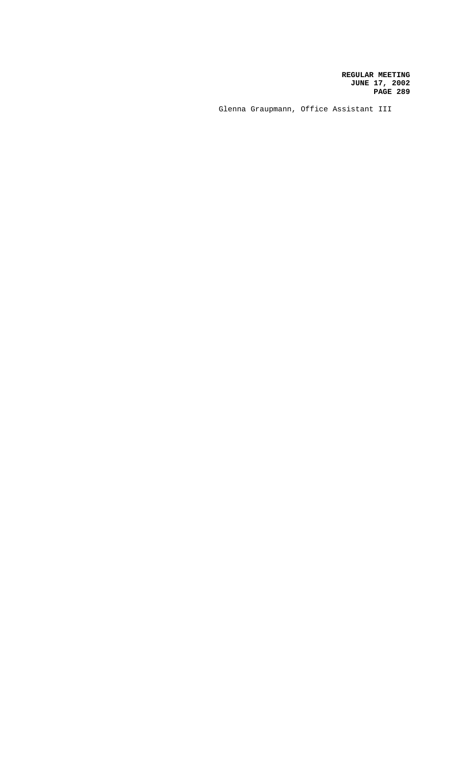Glenna Graupmann, Office Assistant III